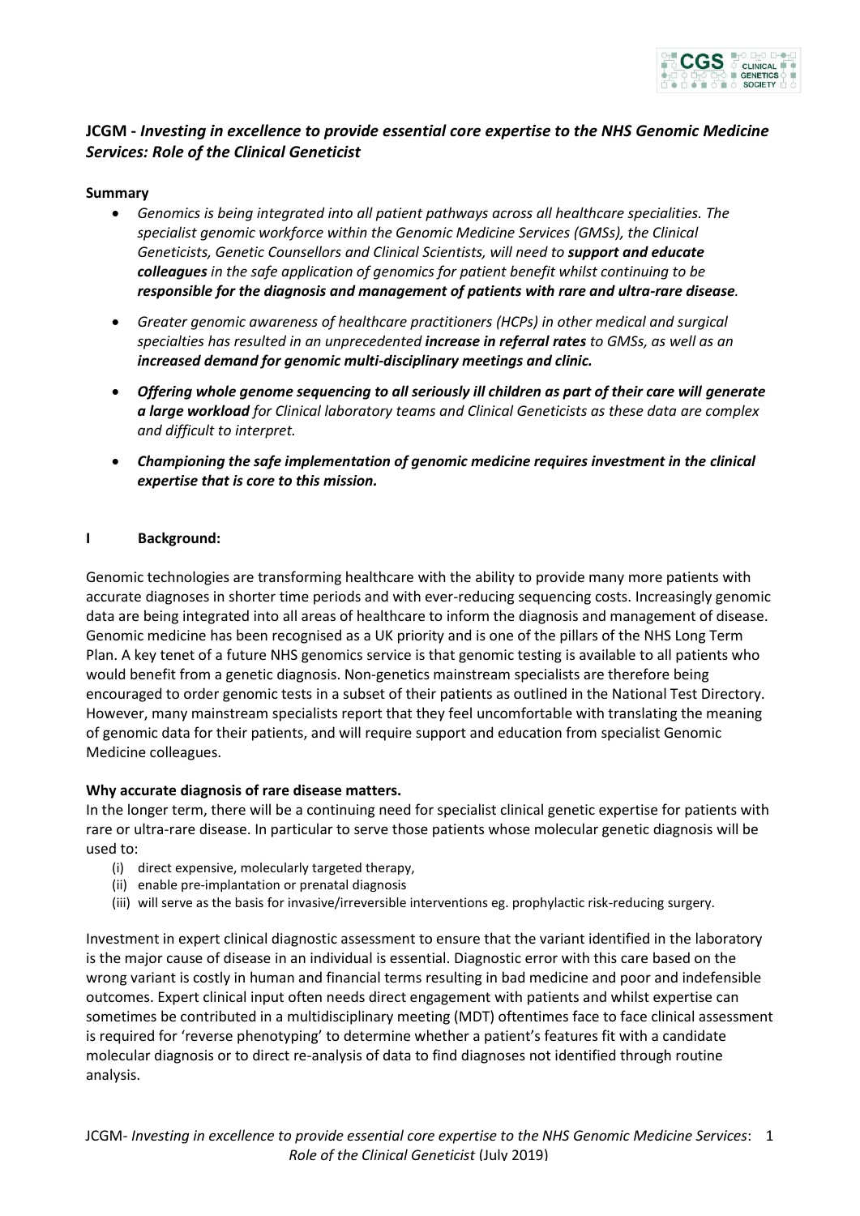## JCGM - *Investing in excellence to provide essential core expertise to the NHS Genomic Medicine Services: Role of the Clinical Geneticist*

**Summary**

- *Genomics is being integrated into all patient pathways across all healthcare specialities. The specialist genomic workforce within the Genomic Medicine Services (GMSs), the Clinical Geneticists, Genetic Counsellors and Clinical Scientists, will need to* ***support and educate colleagues*** *in the safe application of genomics for patient benefit whilst continuing to be* ***responsible for the diagnosis and management of patients with rare and ultra-rare disease****.*
- *Greater genomic awareness of healthcare practitioners (HCPs) in other medical and surgical specialties has resulted in an unprecedented* ***increase in referral rates*** *to GMSs, as well as an* ***increased demand for genomic multi-disciplinary meetings and clinic.***
- ***Offering whole genome sequencing to all seriously ill children as part of their care will generate a large workload*** *for Clinical laboratory teams and Clinical Geneticists as these data are complex and difficult to interpret.*
- ***Championing the safe implementation of genomic medicine requires investment in the clinical expertise that is core to this mission.***

### I Background:

Genomic technologies are transforming healthcare with the ability to provide many more patients with accurate diagnoses in shorter time periods and with ever-reducing sequencing costs. Increasingly genomic data are being integrated into all areas of healthcare to inform the diagnosis and management of disease. Genomic medicine has been recognised as a UK priority and is one of the pillars of the NHS Long Term Plan. A key tenet of a future NHS genomics service is that genomic testing is available to all patients who would benefit from a genetic diagnosis. Non-genetics mainstream specialists are therefore being encouraged to order genomic tests in a subset of their patients as outlined in the National Test Directory. However, many mainstream specialists report that they feel uncomfortable with translating the meaning of genomic data for their patients, and will require support and education from specialist Genomic Medicine colleagues.

**Why accurate diagnosis of rare disease matters.**

In the longer term, there will be a continuing need for specialist clinical genetic expertise for patients with rare or ultra-rare disease. In particular to serve those patients whose molecular genetic diagnosis will be used to:

(i) direct expensive, molecularly targeted therapy,
(ii) enable pre-implantation or prenatal diagnosis
(iii) will serve as the basis for invasive/irreversible interventions eg. prophylactic risk-reducing surgery.

Investment in expert clinical diagnostic assessment to ensure that the variant identified in the laboratory is the major cause of disease in an individual is essential. Diagnostic error with this care based on the wrong variant is costly in human and financial terms resulting in bad medicine and poor and indefensible outcomes. Expert clinical input often needs direct engagement with patients and whilst expertise can sometimes be contributed in a multidisciplinary meeting (MDT) oftentimes face to face clinical assessment is required for 'reverse phenotyping' to determine whether a patient's features fit with a candidate molecular diagnosis or to direct re-analysis of data to find diagnoses not identified through routine analysis.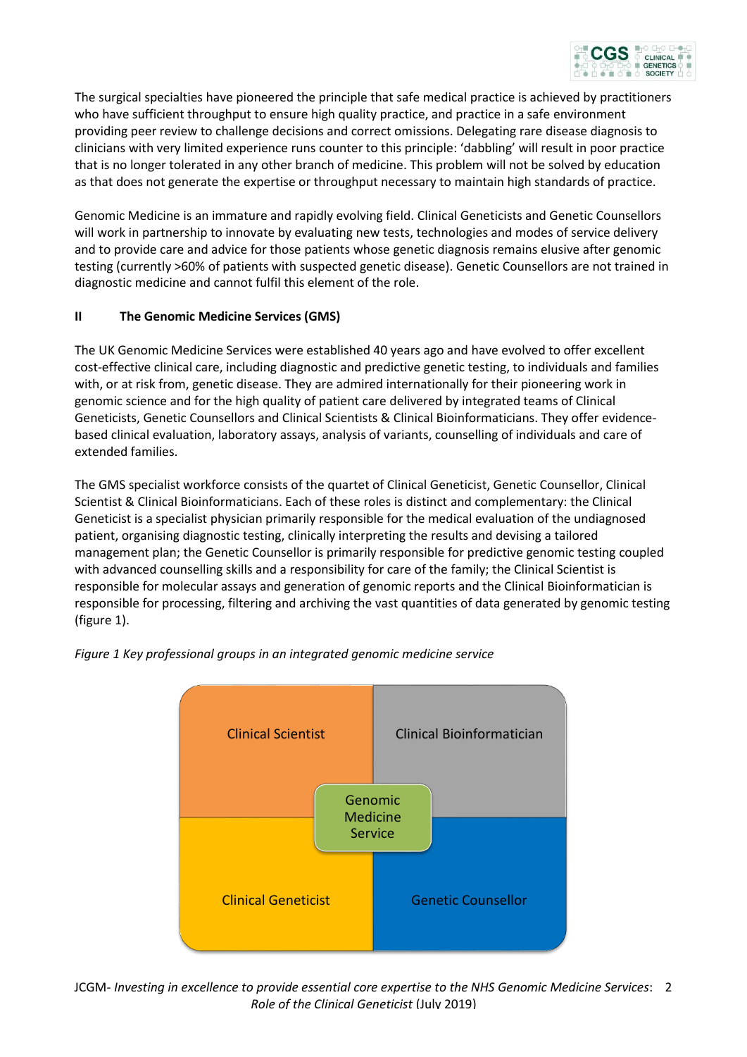The surgical specialties have pioneered the principle that safe medical practice is achieved by practitioners who have sufficient throughput to ensure high quality practice, and practice in a safe environment providing peer review to challenge decisions and correct omissions. Delegating rare disease diagnosis to clinicians with very limited experience runs counter to this principle: 'dabbling' will result in poor practice that is no longer tolerated in any other branch of medicine. This problem will not be solved by education as that does not generate the expertise or throughput necessary to maintain high standards of practice.

Genomic Medicine is an immature and rapidly evolving field. Clinical Geneticists and Genetic Counsellors will work in partnership to innovate by evaluating new tests, technologies and modes of service delivery and to provide care and advice for those patients whose genetic diagnosis remains elusive after genomic testing (currently >60% of patients with suspected genetic disease). Genetic Counsellors are not trained in diagnostic medicine and cannot fulfil this element of the role.

## II The Genomic Medicine Services (GMS)

The UK Genomic Medicine Services were established 40 years ago and have evolved to offer excellent cost-effective clinical care, including diagnostic and predictive genetic testing, to individuals and families with, or at risk from, genetic disease. They are admired internationally for their pioneering work in genomic science and for the high quality of patient care delivered by integrated teams of Clinical Geneticists, Genetic Counsellors and Clinical Scientists & Clinical Bioinformaticians. They offer evidence-based clinical evaluation, laboratory assays, analysis of variants, counselling of individuals and care of extended families.

The GMS specialist workforce consists of the quartet of Clinical Geneticist, Genetic Counsellor, Clinical Scientist & Clinical Bioinformaticians. Each of these roles is distinct and complementary: the Clinical Geneticist is a specialist physician primarily responsible for the medical evaluation of the undiagnosed patient, organising diagnostic testing, clinically interpreting the results and devising a tailored management plan; the Genetic Counsellor is primarily responsible for predictive genomic testing coupled with advanced counselling skills and a responsibility for care of the family; the Clinical Scientist is responsible for molecular assays and generation of genomic reports and the Clinical Bioinformatician is responsible for processing, filtering and archiving the vast quantities of data generated by genomic testing (figure 1).

*Figure 1 Key professional groups in an integrated genomic medicine service*

| Clinical Scientist | Clinical Bioinformatician |
|---|---|
| Clinical Geneticist | Genetic Counsellor |

Genomic Medicine Service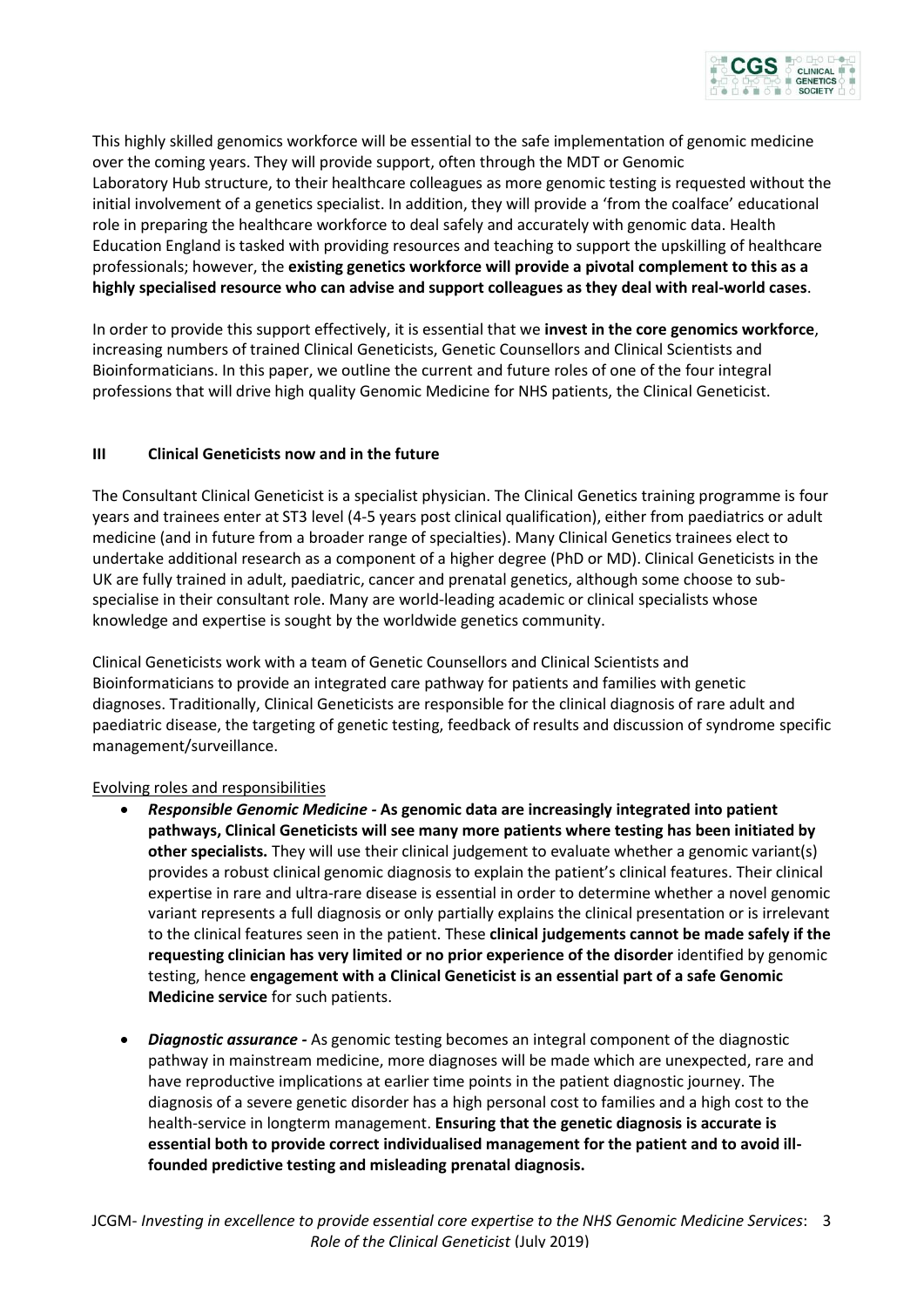This highly skilled genomics workforce will be essential to the safe implementation of genomic medicine over the coming years. They will provide support, often through the MDT or Genomic Laboratory Hub structure, to their healthcare colleagues as more genomic testing is requested without the initial involvement of a genetics specialist. In addition, they will provide a 'from the coalface' educational role in preparing the healthcare workforce to deal safely and accurately with genomic data. Health Education England is tasked with providing resources and teaching to support the upskilling of healthcare professionals; however, the **existing genetics workforce will provide a pivotal complement to this as a highly specialised resource who can advise and support colleagues as they deal with real-world cases**.

In order to provide this support effectively, it is essential that we **invest in the core genomics workforce**, increasing numbers of trained Clinical Geneticists, Genetic Counsellors and Clinical Scientists and Bioinformaticians. In this paper, we outline the current and future roles of one of the four integral professions that will drive high quality Genomic Medicine for NHS patients, the Clinical Geneticist.

## III Clinical Geneticists now and in the future

The Consultant Clinical Geneticist is a specialist physician. The Clinical Genetics training programme is four years and trainees enter at ST3 level (4-5 years post clinical qualification), either from paediatrics or adult medicine (and in future from a broader range of specialties). Many Clinical Genetics trainees elect to undertake additional research as a component of a higher degree (PhD or MD). Clinical Geneticists in the UK are fully trained in adult, paediatric, cancer and prenatal genetics, although some choose to sub-specialise in their consultant role. Many are world-leading academic or clinical specialists whose knowledge and expertise is sought by the worldwide genetics community.

Clinical Geneticists work with a team of Genetic Counsellors and Clinical Scientists and Bioinformaticians to provide an integrated care pathway for patients and families with genetic diagnoses. Traditionally, Clinical Geneticists are responsible for the clinical diagnosis of rare adult and paediatric disease, the targeting of genetic testing, feedback of results and discussion of syndrome specific management/surveillance.

Evolving roles and responsibilities

- ***Responsible Genomic Medicine*** **- As genomic data are increasingly integrated into patient pathways, Clinical Geneticists will see many more patients where testing has been initiated by other specialists.** They will use their clinical judgement to evaluate whether a genomic variant(s) provides a robust clinical genomic diagnosis to explain the patient's clinical features. Their clinical expertise in rare and ultra-rare disease is essential in order to determine whether a novel genomic variant represents a full diagnosis or only partially explains the clinical presentation or is irrelevant to the clinical features seen in the patient. These **clinical judgements cannot be made safely if the requesting clinician has very limited or no prior experience of the disorder** identified by genomic testing, hence **engagement with a Clinical Geneticist is an essential part of a safe Genomic Medicine service** for such patients.

- ***Diagnostic assurance*** **-** As genomic testing becomes an integral component of the diagnostic pathway in mainstream medicine, more diagnoses will be made which are unexpected, rare and have reproductive implications at earlier time points in the patient diagnostic journey. The diagnosis of a severe genetic disorder has a high personal cost to families and a high cost to the health-service in longterm management. **Ensuring that the genetic diagnosis is accurate is essential both to provide correct individualised management for the patient and to avoid ill-founded predictive testing and misleading prenatal diagnosis.**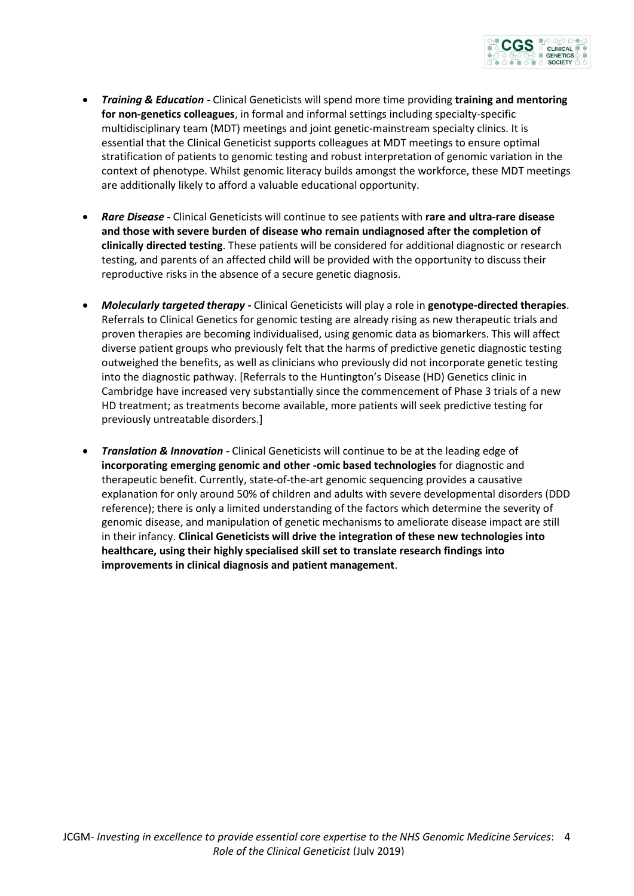- ***Training & Education -*** Clinical Geneticists will spend more time providing **training and mentoring for non-genetics colleagues**, in formal and informal settings including specialty-specific multidisciplinary team (MDT) meetings and joint genetic-mainstream specialty clinics. It is essential that the Clinical Geneticist supports colleagues at MDT meetings to ensure optimal stratification of patients to genomic testing and robust interpretation of genomic variation in the context of phenotype. Whilst genomic literacy builds amongst the workforce, these MDT meetings are additionally likely to afford a valuable educational opportunity.

- ***Rare Disease -*** Clinical Geneticists will continue to see patients with **rare and ultra-rare disease and those with severe burden of disease who remain undiagnosed after the completion of clinically directed testing**. These patients will be considered for additional diagnostic or research testing, and parents of an affected child will be provided with the opportunity to discuss their reproductive risks in the absence of a secure genetic diagnosis.

- ***Molecularly targeted therapy -*** Clinical Geneticists will play a role in **genotype-directed therapies**. Referrals to Clinical Genetics for genomic testing are already rising as new therapeutic trials and proven therapies are becoming individualised, using genomic data as biomarkers. This will affect diverse patient groups who previously felt that the harms of predictive genetic diagnostic testing outweighed the benefits, as well as clinicians who previously did not incorporate genetic testing into the diagnostic pathway. [Referrals to the Huntington's Disease (HD) Genetics clinic in Cambridge have increased very substantially since the commencement of Phase 3 trials of a new HD treatment; as treatments become available, more patients will seek predictive testing for previously untreatable disorders.]

- ***Translation & Innovation -*** Clinical Geneticists will continue to be at the leading edge of **incorporating emerging genomic and other -omic based technologies** for diagnostic and therapeutic benefit. Currently, state-of-the-art genomic sequencing provides a causative explanation for only around 50% of children and adults with severe developmental disorders (DDD reference); there is only a limited understanding of the factors which determine the severity of genomic disease, and manipulation of genetic mechanisms to ameliorate disease impact are still in their infancy. **Clinical Geneticists will drive the integration of these new technologies into healthcare, using their highly specialised skill set to translate research findings into improvements in clinical diagnosis and patient management**.